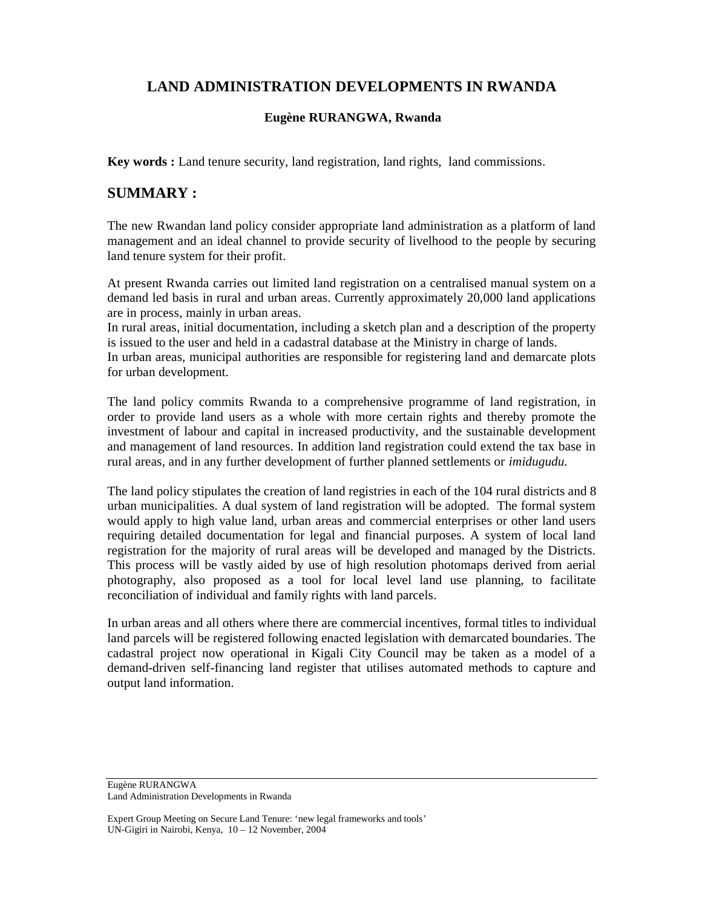# LAND ADMINISTRATION DEVELOPMENTS IN RWANDA

**Eugène RURANGWA, Rwanda**

**Key words :** Land tenure security, land registration, land rights, land commissions.

## SUMMARY :

The new Rwandan land policy consider appropriate land administration as a platform of land management and an ideal channel to provide security of livelhood to the people by securing land tenure system for their profit.

At present Rwanda carries out limited land registration on a centralised manual system on a demand led basis in rural and urban areas. Currently approximately 20,000 land applications are in process, mainly in urban areas.
In rural areas, initial documentation, including a sketch plan and a description of the property is issued to the user and held in a cadastral database at the Ministry in charge of lands.
In urban areas, municipal authorities are responsible for registering land and demarcate plots for urban development.

The land policy commits Rwanda to a comprehensive programme of land registration, in order to provide land users as a whole with more certain rights and thereby promote the investment of labour and capital in increased productivity, and the sustainable development and management of land resources. In addition land registration could extend the tax base in rural areas, and in any further development of further planned settlements or *imidugudu.*

The land policy stipulates the creation of land registries in each of the 104 rural districts and 8 urban municipalities. A dual system of land registration will be adopted. The formal system would apply to high value land, urban areas and commercial enterprises or other land users requiring detailed documentation for legal and financial purposes. A system of local land registration for the majority of rural areas will be developed and managed by the Districts. This process will be vastly aided by use of high resolution photomaps derived from aerial photography, also proposed as a tool for local level land use planning, to facilitate reconciliation of individual and family rights with land parcels.

In urban areas and all others where there are commercial incentives, formal titles to individual land parcels will be registered following enacted legislation with demarcated boundaries. The cadastral project now operational in Kigali City Council may be taken as a model of a demand-driven self-financing land register that utilises automated methods to capture and output land information.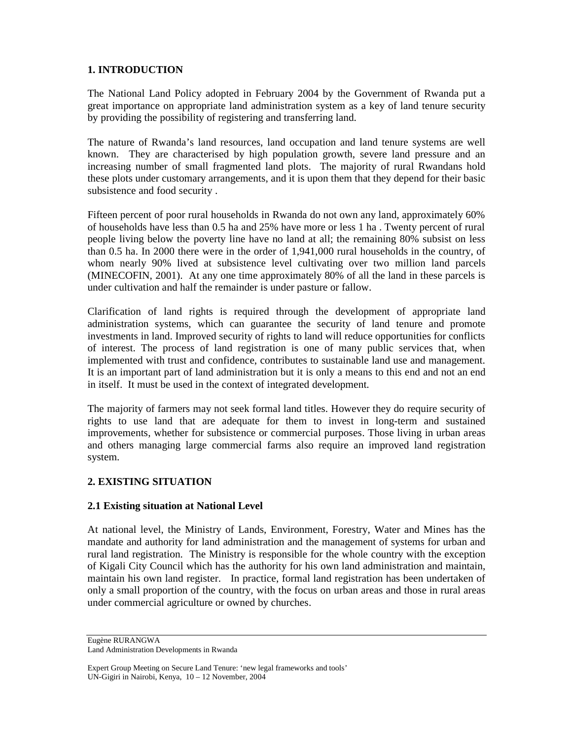# 1. INTRODUCTION

The National Land Policy adopted in February 2004 by the Government of Rwanda put a great importance on appropriate land administration system as a key of land tenure security by providing the possibility of registering and transferring land.

The nature of Rwanda's land resources, land occupation and land tenure systems are well known. They are characterised by high population growth, severe land pressure and an increasing number of small fragmented land plots. The majority of rural Rwandans hold these plots under customary arrangements, and it is upon them that they depend for their basic subsistence and food security .

Fifteen percent of poor rural households in Rwanda do not own any land, approximately 60% of households have less than 0.5 ha and 25% have more or less 1 ha . Twenty percent of rural people living below the poverty line have no land at all; the remaining 80% subsist on less than 0.5 ha. In 2000 there were in the order of 1,941,000 rural households in the country, of whom nearly 90% lived at subsistence level cultivating over two million land parcels (MINECOFIN, 2001). At any one time approximately 80% of all the land in these parcels is under cultivation and half the remainder is under pasture or fallow.

Clarification of land rights is required through the development of appropriate land administration systems, which can guarantee the security of land tenure and promote investments in land. Improved security of rights to land will reduce opportunities for conflicts of interest. The process of land registration is one of many public services that, when implemented with trust and confidence, contributes to sustainable land use and management. It is an important part of land administration but it is only a means to this end and not an end in itself. It must be used in the context of integrated development.

The majority of farmers may not seek formal land titles. However they do require security of rights to use land that are adequate for them to invest in long-term and sustained improvements, whether for subsistence or commercial purposes. Those living in urban areas and others managing large commercial farms also require an improved land registration system.

# 2. EXISTING SITUATION

## 2.1 Existing situation at National Level

At national level, the Ministry of Lands, Environment, Forestry, Water and Mines has the mandate and authority for land administration and the management of systems for urban and rural land registration. The Ministry is responsible for the whole country with the exception of Kigali City Council which has the authority for his own land administration and maintain, maintain his own land register. In practice, formal land registration has been undertaken of only a small proportion of the country, with the focus on urban areas and those in rural areas under commercial agriculture or owned by churches.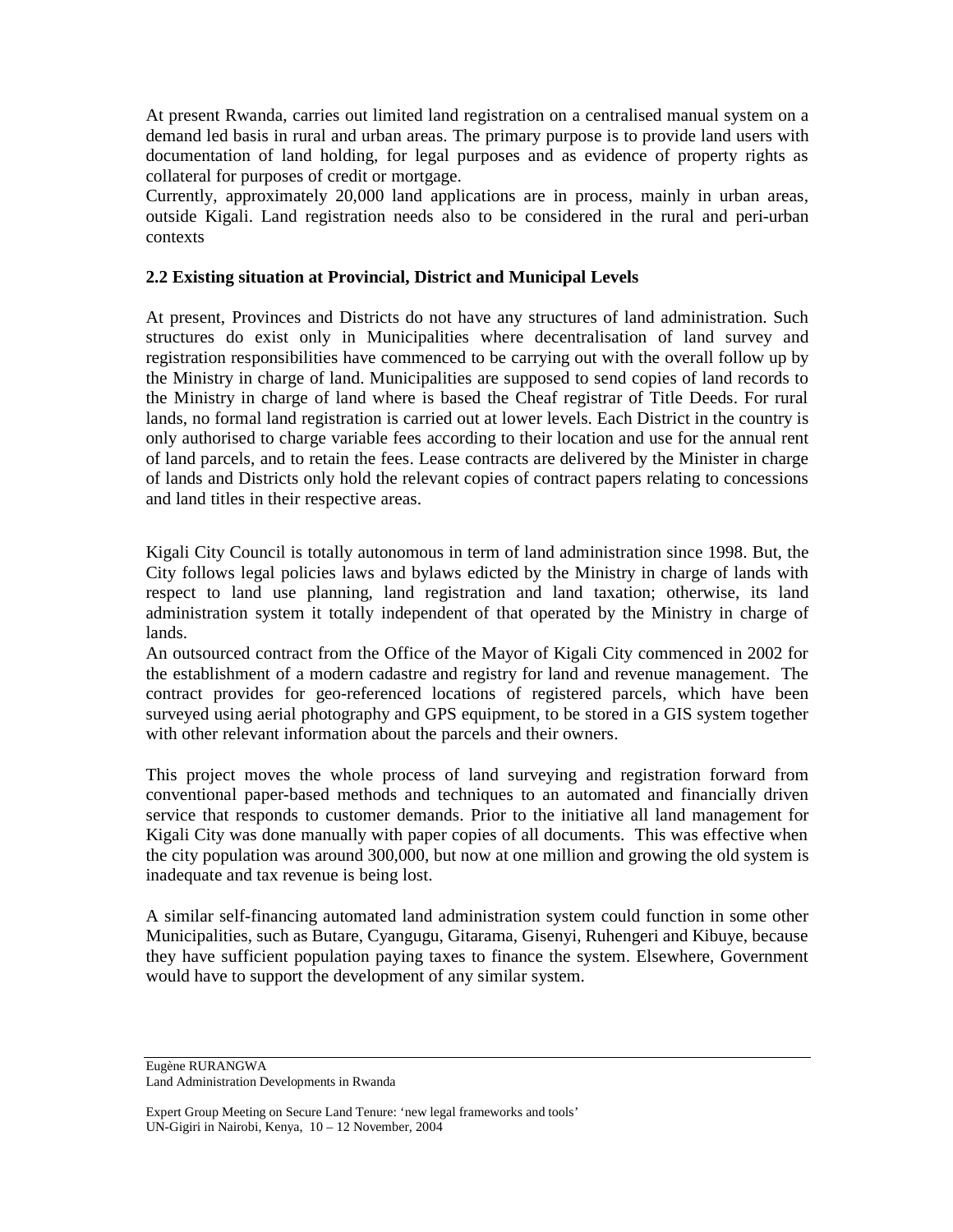At present Rwanda, carries out limited land registration on a centralised manual system on a demand led basis in rural and urban areas. The primary purpose is to provide land users with documentation of land holding, for legal purposes and as evidence of property rights as collateral for purposes of credit or mortgage.

Currently, approximately 20,000 land applications are in process, mainly in urban areas, outside Kigali. Land registration needs also to be considered in the rural and peri-urban contexts

**2.2 Existing situation at Provincial, District and Municipal Levels**

At present, Provinces and Districts do not have any structures of land administration. Such structures do exist only in Municipalities where decentralisation of land survey and registration responsibilities have commenced to be carrying out with the overall follow up by the Ministry in charge of land. Municipalities are supposed to send copies of land records to the Ministry in charge of land where is based the Cheaf registrar of Title Deeds. For rural lands, no formal land registration is carried out at lower levels. Each District in the country is only authorised to charge variable fees according to their location and use for the annual rent of land parcels, and to retain the fees. Lease contracts are delivered by the Minister in charge of lands and Districts only hold the relevant copies of contract papers relating to concessions and land titles in their respective areas.

Kigali City Council is totally autonomous in term of land administration since 1998. But, the City follows legal policies laws and bylaws edicted by the Ministry in charge of lands with respect to land use planning, land registration and land taxation; otherwise, its land administration system it totally independent of that operated by the Ministry in charge of lands.

An outsourced contract from the Office of the Mayor of Kigali City commenced in 2002 for the establishment of a modern cadastre and registry for land and revenue management. The contract provides for geo-referenced locations of registered parcels, which have been surveyed using aerial photography and GPS equipment, to be stored in a GIS system together with other relevant information about the parcels and their owners.

This project moves the whole process of land surveying and registration forward from conventional paper-based methods and techniques to an automated and financially driven service that responds to customer demands. Prior to the initiative all land management for Kigali City was done manually with paper copies of all documents. This was effective when the city population was around 300,000, but now at one million and growing the old system is inadequate and tax revenue is being lost.

A similar self-financing automated land administration system could function in some other Municipalities, such as Butare, Cyangugu, Gitarama, Gisenyi, Ruhengeri and Kibuye, because they have sufficient population paying taxes to finance the system. Elsewhere, Government would have to support the development of any similar system.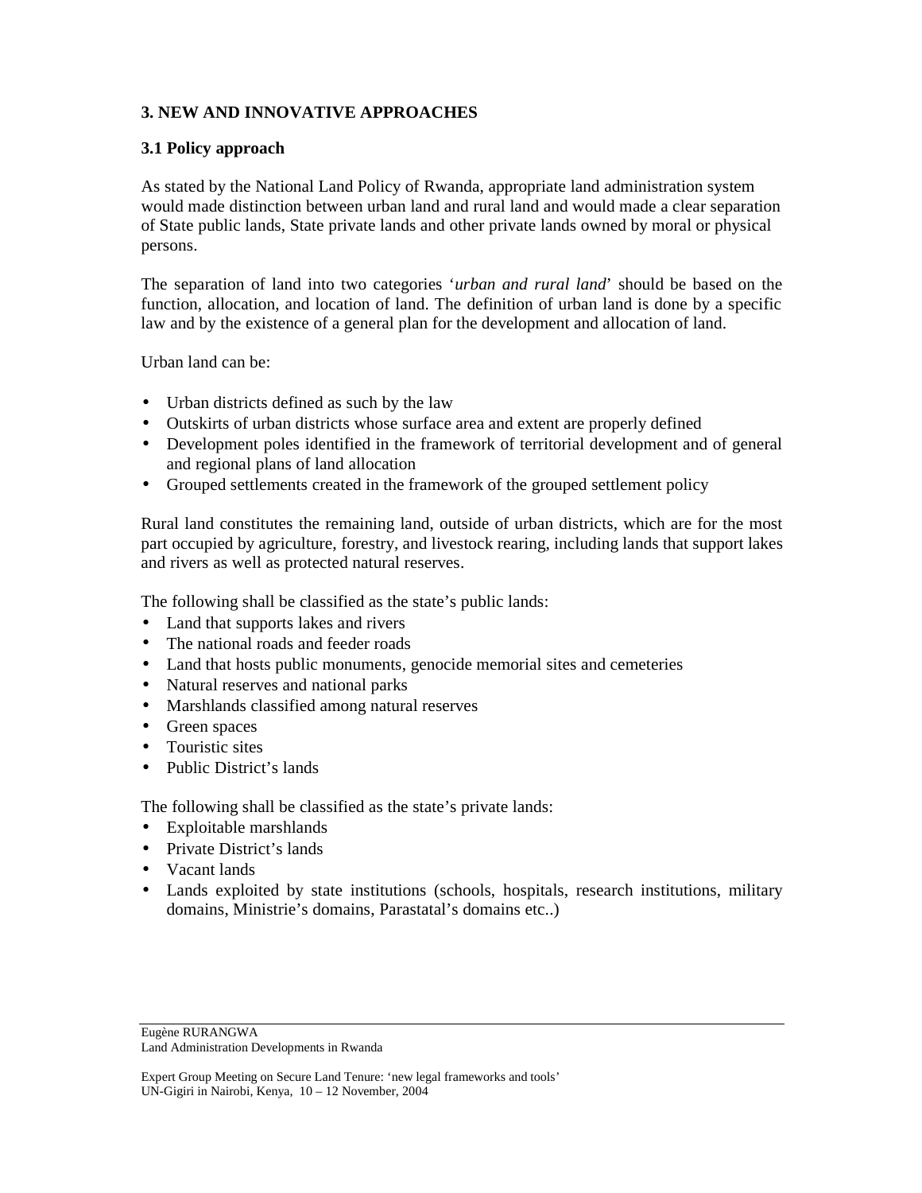## 3. NEW AND INNOVATIVE APPROACHES

### 3.1 Policy approach

As stated by the National Land Policy of Rwanda, appropriate land administration system would made distinction between urban land and rural land and would made a clear separation of State public lands, State private lands and other private lands owned by moral or physical persons.

The separation of land into two categories '*urban and rural land*' should be based on the function, allocation, and location of land. The definition of urban land is done by a specific law and by the existence of a general plan for the development and allocation of land.

Urban land can be:

- Urban districts defined as such by the law
- Outskirts of urban districts whose surface area and extent are properly defined
- Development poles identified in the framework of territorial development and of general and regional plans of land allocation
- Grouped settlements created in the framework of the grouped settlement policy

Rural land constitutes the remaining land, outside of urban districts, which are for the most part occupied by agriculture, forestry, and livestock rearing, including lands that support lakes and rivers as well as protected natural reserves.

The following shall be classified as the state's public lands:

- Land that supports lakes and rivers
- The national roads and feeder roads
- Land that hosts public monuments, genocide memorial sites and cemeteries
- Natural reserves and national parks
- Marshlands classified among natural reserves
- Green spaces
- Touristic sites
- Public District's lands

The following shall be classified as the state's private lands:

- Exploitable marshlands
- Private District's lands
- Vacant lands
- Lands exploited by state institutions (schools, hospitals, research institutions, military domains, Ministrie's domains, Parastatal's domains etc..)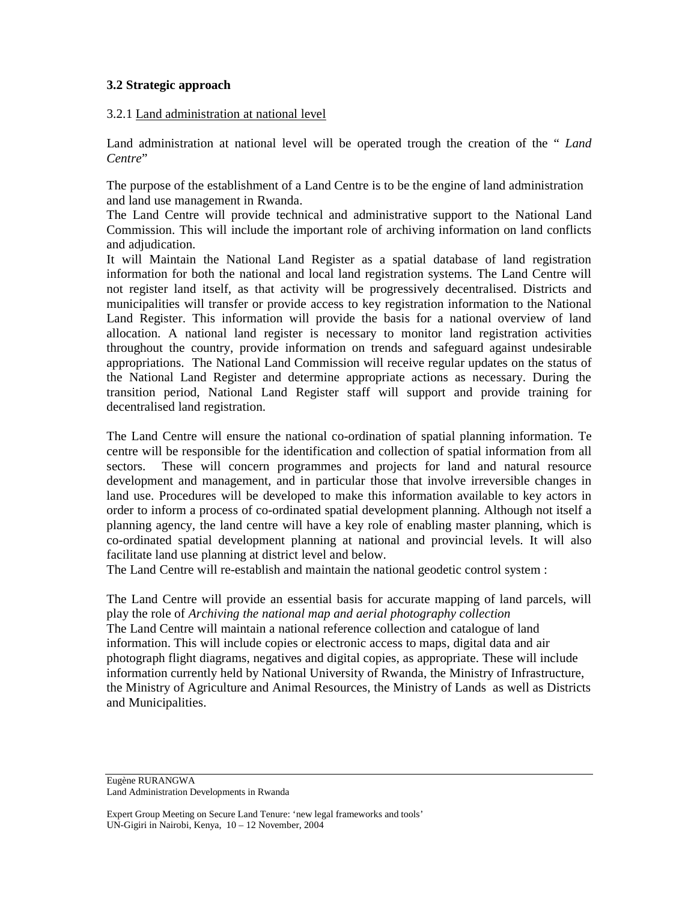### 3.2 Strategic approach

3.2.1 Land administration at national level

Land administration at national level will be operated trough the creation of the " *Land Centre*"

The purpose of the establishment of a Land Centre is to be the engine of land administration and land use management in Rwanda.
The Land Centre will provide technical and administrative support to the National Land Commission. This will include the important role of archiving information on land conflicts and adjudication.
It will Maintain the National Land Register as a spatial database of land registration information for both the national and local land registration systems. The Land Centre will not register land itself, as that activity will be progressively decentralised. Districts and municipalities will transfer or provide access to key registration information to the National Land Register. This information will provide the basis for a national overview of land allocation. A national land register is necessary to monitor land registration activities throughout the country, provide information on trends and safeguard against undesirable appropriations. The National Land Commission will receive regular updates on the status of the National Land Register and determine appropriate actions as necessary. During the transition period, National Land Register staff will support and provide training for decentralised land registration.

The Land Centre will ensure the national co-ordination of spatial planning information. Te centre will be responsible for the identification and collection of spatial information from all sectors. These will concern programmes and projects for land and natural resource development and management, and in particular those that involve irreversible changes in land use. Procedures will be developed to make this information available to key actors in order to inform a process of co-ordinated spatial development planning. Although not itself a planning agency, the land centre will have a key role of enabling master planning, which is co-ordinated spatial development planning at national and provincial levels. It will also facilitate land use planning at district level and below.
The Land Centre will re-establish and maintain the national geodetic control system :

The Land Centre will provide an essential basis for accurate mapping of land parcels, will play the role of *Archiving the national map and aerial photography collection*
The Land Centre will maintain a national reference collection and catalogue of land information. This will include copies or electronic access to maps, digital data and air photograph flight diagrams, negatives and digital copies, as appropriate. These will include information currently held by National University of Rwanda, the Ministry of Infrastructure, the Ministry of Agriculture and Animal Resources, the Ministry of Lands as well as Districts and Municipalities.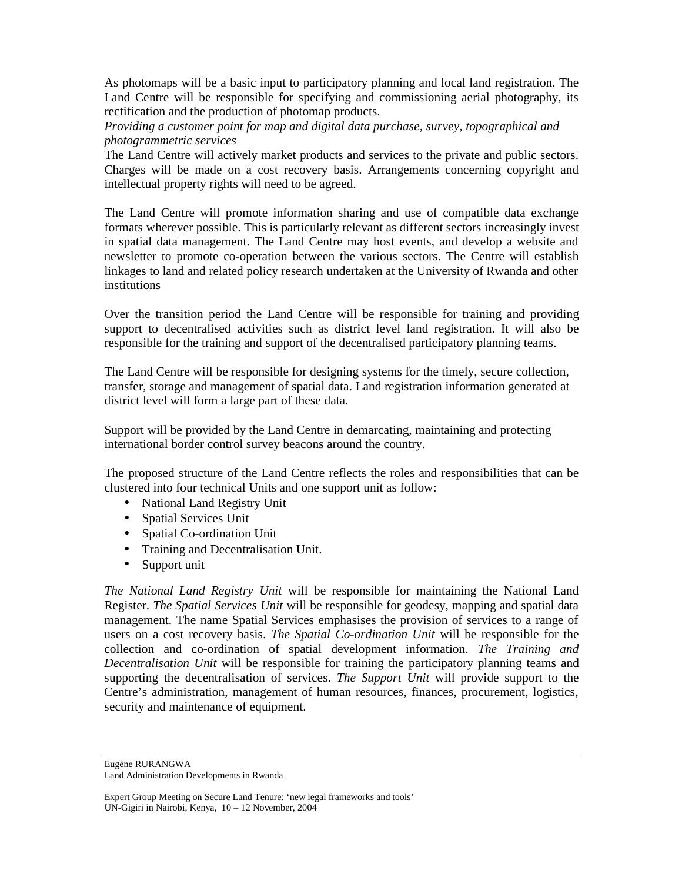As photomaps will be a basic input to participatory planning and local land registration. The Land Centre will be responsible for specifying and commissioning aerial photography, its rectification and the production of photomap products.

*Providing a customer point for map and digital data purchase, survey, topographical and photogrammetric services*

The Land Centre will actively market products and services to the private and public sectors. Charges will be made on a cost recovery basis. Arrangements concerning copyright and intellectual property rights will need to be agreed.

The Land Centre will promote information sharing and use of compatible data exchange formats wherever possible. This is particularly relevant as different sectors increasingly invest in spatial data management. The Land Centre may host events, and develop a website and newsletter to promote co-operation between the various sectors. The Centre will establish linkages to land and related policy research undertaken at the University of Rwanda and other institutions

Over the transition period the Land Centre will be responsible for training and providing support to decentralised activities such as district level land registration. It will also be responsible for the training and support of the decentralised participatory planning teams.

The Land Centre will be responsible for designing systems for the timely, secure collection, transfer, storage and management of spatial data. Land registration information generated at district level will form a large part of these data.

Support will be provided by the Land Centre in demarcating, maintaining and protecting international border control survey beacons around the country.

The proposed structure of the Land Centre reflects the roles and responsibilities that can be clustered into four technical Units and one support unit as follow:

- National Land Registry Unit
- Spatial Services Unit
- Spatial Co-ordination Unit
- Training and Decentralisation Unit.
- Support unit

*The National Land Registry Unit* will be responsible for maintaining the National Land Register. *The Spatial Services Unit* will be responsible for geodesy, mapping and spatial data management. The name Spatial Services emphasises the provision of services to a range of users on a cost recovery basis. *The Spatial Co-ordination Unit* will be responsible for the collection and co-ordination of spatial development information. *The Training and Decentralisation Unit* will be responsible for training the participatory planning teams and supporting the decentralisation of services. *The Support Unit* will provide support to the Centre's administration, management of human resources, finances, procurement, logistics, security and maintenance of equipment.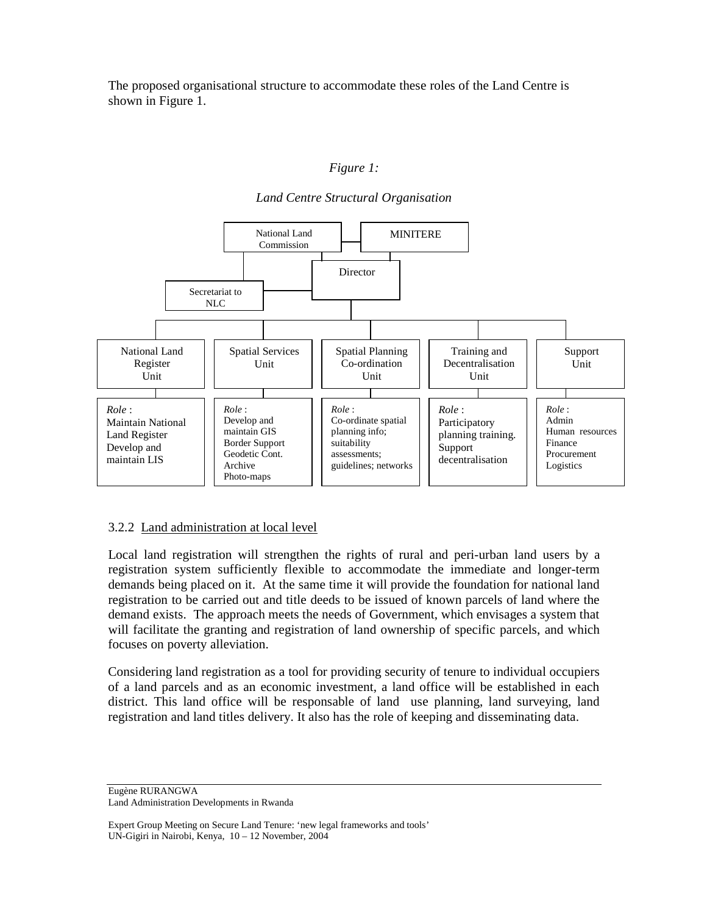The proposed organisational structure to accommodate these roles of the Land Centre is shown in Figure 1.

*Figure 1:*

*Land Centre Structural Organisation*

National Land Commission — MINITERE

Director

Secretariat to NLC

| National Land Register Unit | Spatial Services Unit | Spatial Planning Co-ordination Unit | Training and Decentralisation Unit | Support Unit |
|---|---|---|---|---|
| *Role* : Maintain National Land Register Develop and maintain LIS | *Role* : Develop and maintain GIS Border Support Geodetic Cont. Archive Photo-maps | *Role* : Co-ordinate spatial planning info; suitability assessments; guidelines; networks | *Role* : Participatory planning training. Support decentralisation | *Role* : Admin Human resources Finance Procurement Logistics |

3.2.2 Land administration at local level

Local land registration will strengthen the rights of rural and peri-urban land users by a registration system sufficiently flexible to accommodate the immediate and longer-term demands being placed on it. At the same time it will provide the foundation for national land registration to be carried out and title deeds to be issued of known parcels of land where the demand exists. The approach meets the needs of Government, which envisages a system that will facilitate the granting and registration of land ownership of specific parcels, and which focuses on poverty alleviation.

Considering land registration as a tool for providing security of tenure to individual occupiers of a land parcels and as an economic investment, a land office will be established in each district. This land office will be responsable of land use planning, land surveying, land registration and land titles delivery. It also has the role of keeping and disseminating data.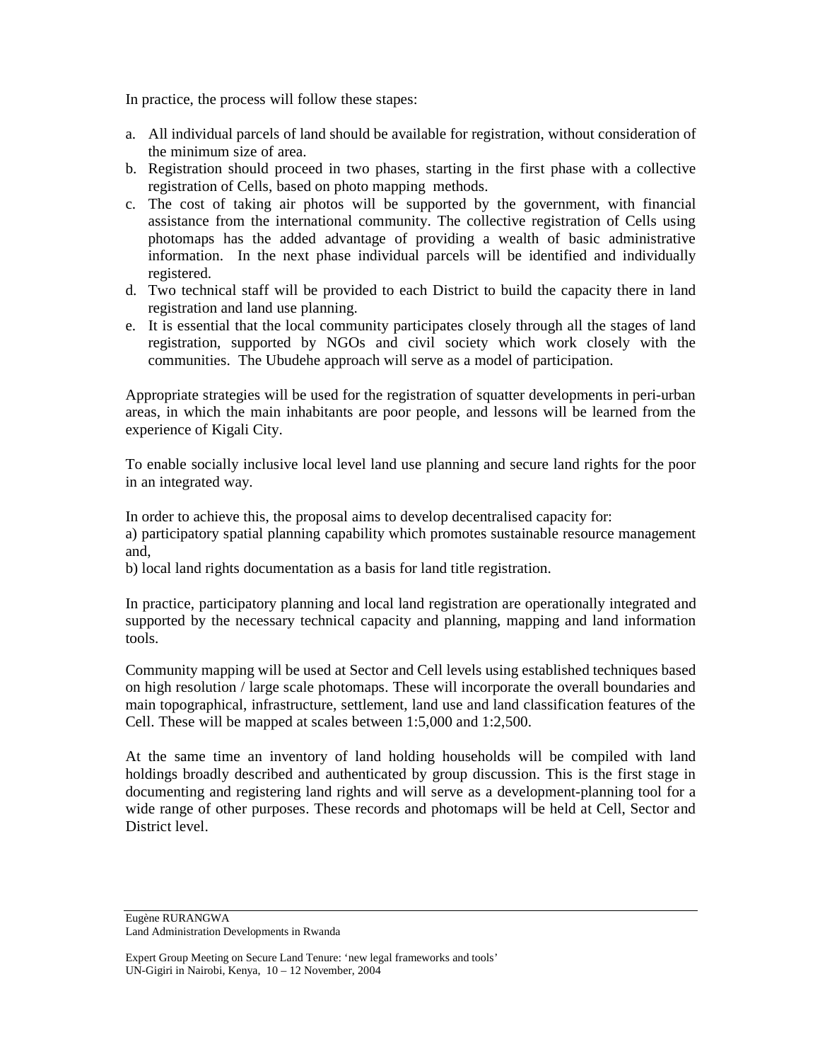In practice, the process will follow these stapes:

a. All individual parcels of land should be available for registration, without consideration of the minimum size of area.
b. Registration should proceed in two phases, starting in the first phase with a collective registration of Cells, based on photo mapping methods.
c. The cost of taking air photos will be supported by the government, with financial assistance from the international community. The collective registration of Cells using photomaps has the added advantage of providing a wealth of basic administrative information. In the next phase individual parcels will be identified and individually registered.
d. Two technical staff will be provided to each District to build the capacity there in land registration and land use planning.
e. It is essential that the local community participates closely through all the stages of land registration, supported by NGOs and civil society which work closely with the communities. The Ubudehe approach will serve as a model of participation.

Appropriate strategies will be used for the registration of squatter developments in peri-urban areas, in which the main inhabitants are poor people, and lessons will be learned from the experience of Kigali City.

To enable socially inclusive local level land use planning and secure land rights for the poor in an integrated way.

In order to achieve this, the proposal aims to develop decentralised capacity for:
a) participatory spatial planning capability which promotes sustainable resource management and,
b) local land rights documentation as a basis for land title registration.

In practice, participatory planning and local land registration are operationally integrated and supported by the necessary technical capacity and planning, mapping and land information tools.

Community mapping will be used at Sector and Cell levels using established techniques based on high resolution / large scale photomaps. These will incorporate the overall boundaries and main topographical, infrastructure, settlement, land use and land classification features of the Cell. These will be mapped at scales between 1:5,000 and 1:2,500.

At the same time an inventory of land holding households will be compiled with land holdings broadly described and authenticated by group discussion. This is the first stage in documenting and registering land rights and will serve as a development-planning tool for a wide range of other purposes. These records and photomaps will be held at Cell, Sector and District level.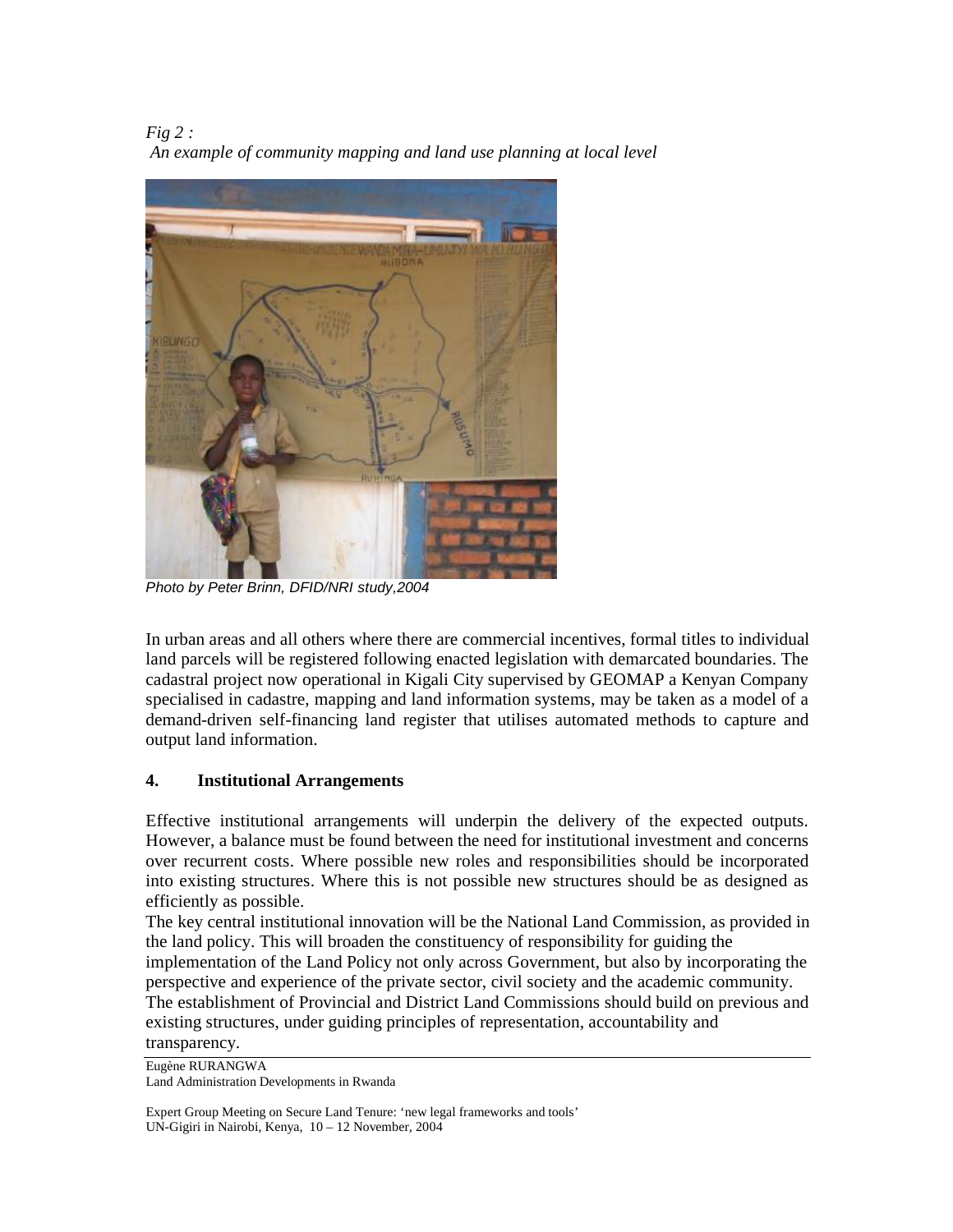*Fig 2 :*
*An example of community mapping and land use planning at local level*

*Photo by Peter Brinn, DFID/NRI study,2004*

In urban areas and all others where there are commercial incentives, formal titles to individual land parcels will be registered following enacted legislation with demarcated boundaries. The cadastral project now operational in Kigali City supervised by GEOMAP a Kenyan Company specialised in cadastre, mapping and land information systems, may be taken as a model of a demand-driven self-financing land register that utilises automated methods to capture and output land information.

## 4. Institutional Arrangements

Effective institutional arrangements will underpin the delivery of the expected outputs. However, a balance must be found between the need for institutional investment and concerns over recurrent costs. Where possible new roles and responsibilities should be incorporated into existing structures. Where this is not possible new structures should be as designed as efficiently as possible.

The key central institutional innovation will be the National Land Commission, as provided in the land policy. This will broaden the constituency of responsibility for guiding the implementation of the Land Policy not only across Government, but also by incorporating the perspective and experience of the private sector, civil society and the academic community.

The establishment of Provincial and District Land Commissions should build on previous and existing structures, under guiding principles of representation, accountability and transparency.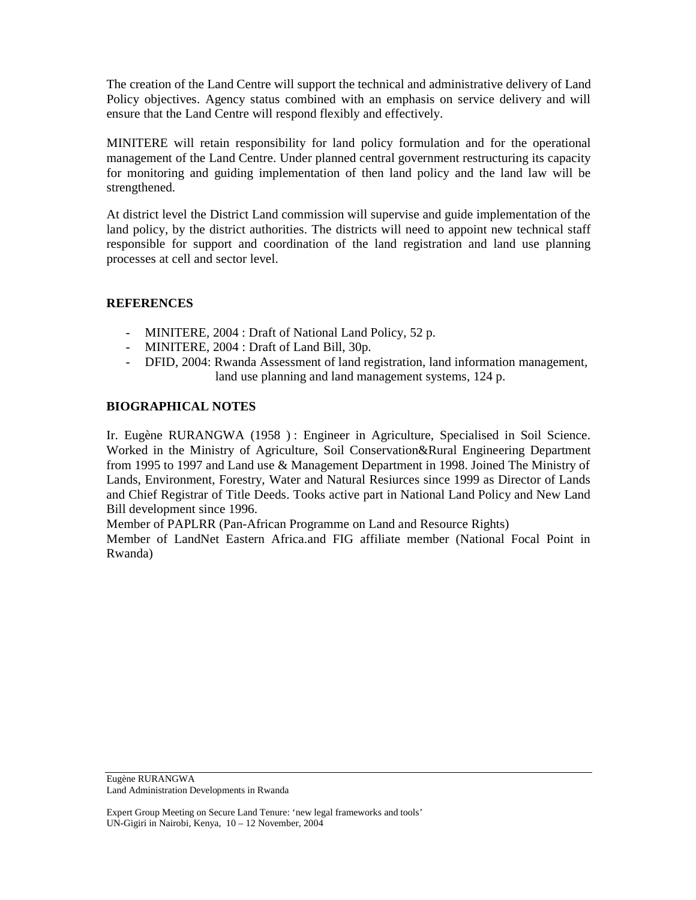The creation of the Land Centre will support the technical and administrative delivery of Land Policy objectives. Agency status combined with an emphasis on service delivery and will ensure that the Land Centre will respond flexibly and effectively.

MINITERE will retain responsibility for land policy formulation and for the operational management of the Land Centre. Under planned central government restructuring its capacity for monitoring and guiding implementation of then land policy and the land law will be strengthened.

At district level the District Land commission will supervise and guide implementation of the land policy, by the district authorities. The districts will need to appoint new technical staff responsible for support and coordination of the land registration and land use planning processes at cell and sector level.

## REFERENCES

- MINITERE, 2004 : Draft of National Land Policy, 52 p.
- MINITERE, 2004 : Draft of Land Bill, 30p.
- DFID, 2004: Rwanda Assessment of land registration, land information management, land use planning and land management systems, 124 p.

## BIOGRAPHICAL NOTES

Ir. Eugène RURANGWA (1958 ) : Engineer in Agriculture, Specialised in Soil Science. Worked in the Ministry of Agriculture, Soil Conservation&Rural Engineering Department from 1995 to 1997 and Land use & Management Department in 1998. Joined The Ministry of Lands, Environment, Forestry, Water and Natural Resiurces since 1999 as Director of Lands and Chief Registrar of Title Deeds. Tooks active part in National Land Policy and New Land Bill development since 1996.
Member of PAPLRR (Pan-African Programme on Land and Resource Rights)
Member of LandNet Eastern Africa.and FIG affiliate member (National Focal Point in Rwanda)